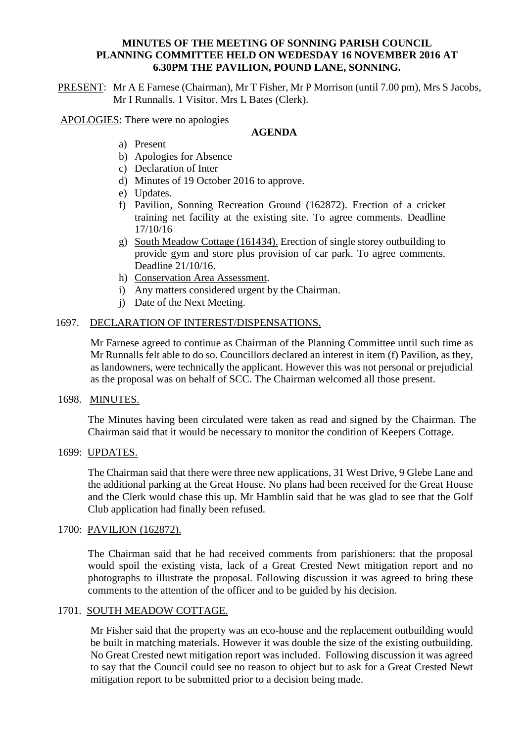**MINUTES OF THE MEETING OF SONNING PARISH COUNCIL PLANNING COMMITTEE HELD ON WEDESDAY 16 NOVEMBER 2016 AT 6.30PM THE PAVILION, POUND LANE, SONNING.**

PRESENT: Mr A E Farnese (Chairman), Mr T Fisher, Mr P Morrison (until 7.00 pm), Mrs S Jacobs, Mr I Runnalls. 1 Visitor. Mrs L Bates (Clerk).

APOLOGIES: There were no apologies

**AGENDA**

a) Present
b) Apologies for Absence
c) Declaration of Inter
d) Minutes of 19 October 2016 to approve.
e) Updates.
f) Pavilion, Sonning Recreation Ground (162872). Erection of a cricket training net facility at the existing site. To agree comments. Deadline 17/10/16
g) South Meadow Cottage (161434). Erection of single storey outbuilding to provide gym and store plus provision of car park. To agree comments. Deadline 21/10/16.
h) Conservation Area Assessment.
i) Any matters considered urgent by the Chairman.
j) Date of the Next Meeting.

1697. DECLARATION OF INTEREST/DISPENSATIONS.

Mr Farnese agreed to continue as Chairman of the Planning Committee until such time as Mr Runnalls felt able to do so. Councillors declared an interest in item (f) Pavilion, as they, as landowners, were technically the applicant. However this was not personal or prejudicial as the proposal was on behalf of SCC. The Chairman welcomed all those present.

1698. MINUTES.

The Minutes having been circulated were taken as read and signed by the Chairman. The Chairman said that it would be necessary to monitor the condition of Keepers Cottage.

1699: UPDATES.

The Chairman said that there were three new applications, 31 West Drive, 9 Glebe Lane and the additional parking at the Great House. No plans had been received for the Great House and the Clerk would chase this up. Mr Hamblin said that he was glad to see that the Golf Club application had finally been refused.

1700: PAVILION (162872).

The Chairman said that he had received comments from parishioners: that the proposal would spoil the existing vista, lack of a Great Crested Newt mitigation report and no photographs to illustrate the proposal. Following discussion it was agreed to bring these comments to the attention of the officer and to be guided by his decision.

1701. SOUTH MEADOW COTTAGE.

Mr Fisher said that the property was an eco-house and the replacement outbuilding would be built in matching materials. However it was double the size of the existing outbuilding. No Great Crested newt mitigation report was included. Following discussion it was agreed to say that the Council could see no reason to object but to ask for a Great Crested Newt mitigation report to be submitted prior to a decision being made.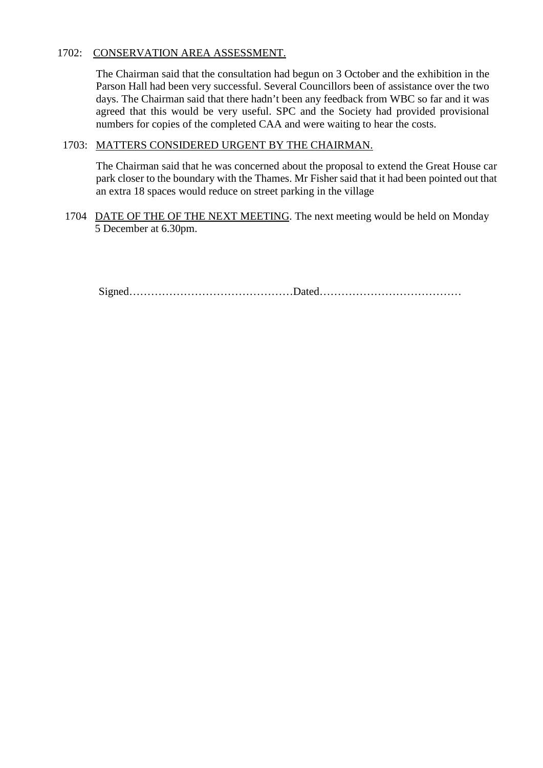1702: <u>CONSERVATION AREA ASSESSMENT.</u>

The Chairman said that the consultation had begun on 3 October and the exhibition in the Parson Hall had been very successful. Several Councillors been of assistance over the two days. The Chairman said that there hadn't been any feedback from WBC so far and it was agreed that this would be very useful. SPC and the Society had provided provisional numbers for copies of the completed CAA and were waiting to hear the costs.

1703: <u>MATTERS CONSIDERED URGENT BY THE CHAIRMAN.</u>

The Chairman said that he was concerned about the proposal to extend the Great House car park closer to the boundary with the Thames. Mr Fisher said that it had been pointed out that an extra 18 spaces would reduce on street parking in the village

1704 <u>DATE OF THE OF THE NEXT MEETING</u>. The next meeting would be held on Monday 5 December at 6.30pm.

Signed………………………………………Dated…………………………………